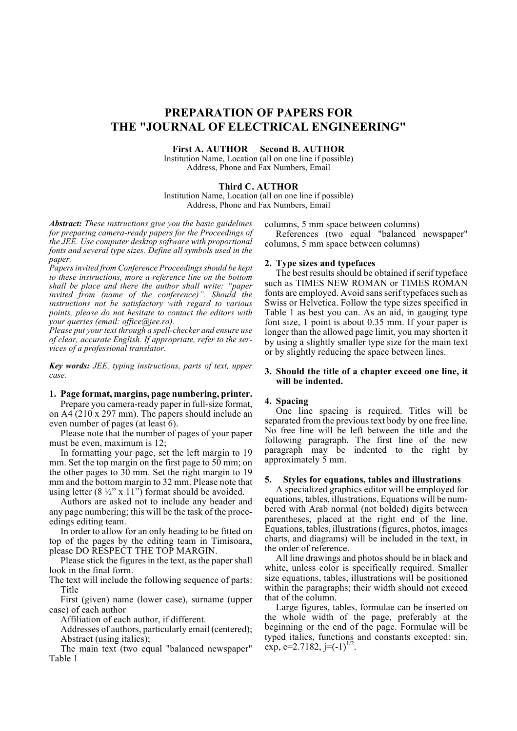# PREPARATION OF PAPERS FOR THE "JOURNAL OF ELECTRICAL ENGINEERING"

**First A. AUTHOR Second B. AUTHOR**
Institution Name, Location (all on one line if possible)
Address, Phone and Fax Numbers, Email

**Third C. AUTHOR**
Institution Name, Location (all on one line if possible)
Address, Phone and Fax Numbers, Email

***Abstract:*** *These instructions give you the basic guidelines for preparing camera-ready papers for the Proceedings of the JEE. Use computer desktop software with proportional fonts and several type sizes. Define all symbols used in the paper.*
*Papers invited from Conference Proceedings should be kept to these instructions, more a reference line on the bottom shall be place and there the author shall write: "paper invited from (name of the conference)". Should the instructions not be satisfactory with regard to various points, please do not hesitate to contact the editors with your queries (email: office@jee.ro).*
*Please put your text through a spell-checker and ensure use of clear, accurate English. If appropriate, refer to the services of a professional translator.*

***Key words:*** *JEE, typing instructions, parts of text, upper case.*

## 1. Page format, margins, page numbering, printer.

Prepare you camera-ready paper in full-size format, on A4 (210 x 297 mm). The papers should include an even number of pages (at least 6).

Please note that the number of pages of your paper must be even, maximum is 12;

In formatting your page, set the left margin to 19 mm. Set the top margin on the first page to 50 mm; on the other pages to 30 mm. Set the right margin to 19 mm and the bottom margin to 32 mm. Please note that using letter (8 ½" x 11") format should be avoided.

Authors are asked not to include any header and any page numbering; this will be the task of the proceedings editing team.

In order to allow for an only heading to be fitted on top of the pages by the editing team in Timisoara, please DO RESPECT THE TOP MARGIN.

Please stick the figures in the text, as the paper shall look in the final form.

The text will include the following sequence of parts:

Title

First (given) name (lower case), surname (upper case) of each author

Affiliation of each author, if different.

Addresses of authors, particularly email (centered);

Abstract (using italics);

The main text (two equal "balanced newspaper" Table 1 columns, 5 mm space between columns)

References (two equal "balanced newspaper" columns, 5 mm space between columns)

## 2. Type sizes and typefaces

The best results should be obtained if serif typeface such as TIMES NEW ROMAN or TIMES ROMAN fonts are employed. Avoid sans serif typefaces such as Swiss or Helvetica. Follow the type sizes specified in Table 1 as best you can. As an aid, in gauging type font size, 1 point is about 0.35 mm. If your paper is longer than the allowed page limit, you may shorten it by using a slightly smaller type size for the main text or by slightly reducing the space between lines.

## 3. Should the title of a chapter exceed one line, it will be indented.

## 4. Spacing

One line spacing is required. Titles will be separated from the previous text body by one free line. No free line will be left between the title and the following paragraph. The first line of the new paragraph may be indented to the right by approximately 5 mm.

## 5. Styles for equations, tables and illustrations

A specialized graphics editor will be employed for equations, tables, illustrations. Equations will be numbered with Arab normal (not bolded) digits between parentheses, placed at the right end of the line. Equations, tables, illustrations (figures, photos, images charts, and diagrams) will be included in the text, in the order of reference.

All line drawings and photos should be in black and white, unless color is specifically required. Smaller size equations, tables, illustrations will be positioned within the paragraphs; their width should not exceed that of the column.

Large figures, tables, formulae can be inserted on the whole width of the page, preferably at the beginning or the end of the page. Formulae will be typed italics, functions and constants excepted: sin, exp, e=2.7182, $j=(-1)^{1/2}$.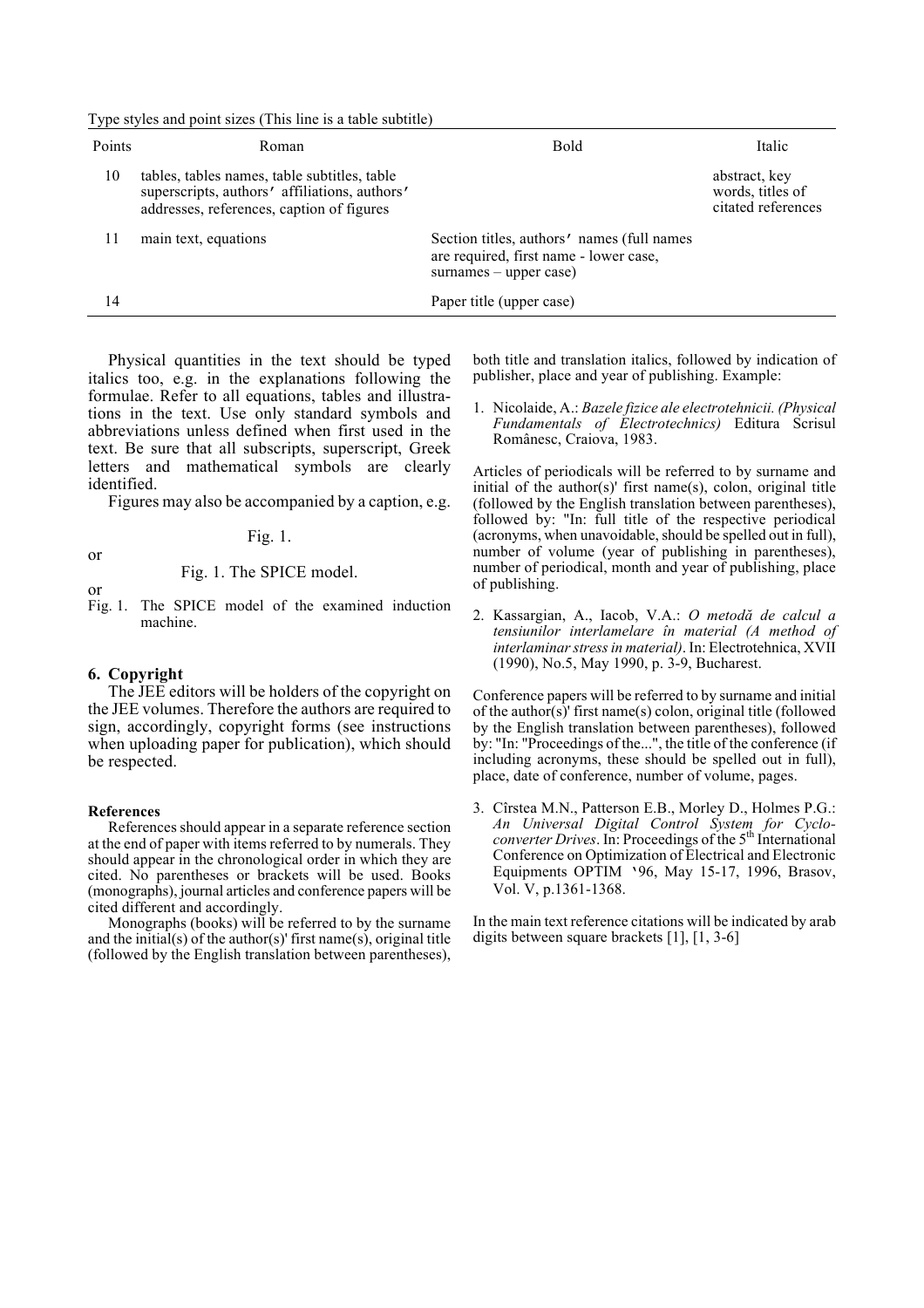Type styles and point sizes (This line is a table subtitle)

| Points | Roman | Bold | Italic |
|---|---|---|---|
| 10 | tables, tables names, table subtitles, table superscripts, authors′ affiliations, authors′ addresses, references, caption of figures | | abstract, key words, titles of citated references |
| 11 | main text, equations | Section titles, authors′ names (full names are required, first name - lower case, surnames – upper case) | |
| 14 | | Paper title (upper case) | |

Physical quantities in the text should be typed italics too, e.g. in the explanations following the formulae. Refer to all equations, tables and illustrations in the text. Use only standard symbols and abbreviations unless defined when first used in the text. Be sure that all subscripts, superscript, Greek letters and mathematical symbols are clearly identified.

Figures may also be accompanied by a caption, e.g.

Fig. 1.

or

Fig. 1. The SPICE model.

or

Fig. 1. The SPICE model of the examined induction machine.

## 6. Copyright

The JEE editors will be holders of the copyright on the JEE volumes. Therefore the authors are required to sign, accordingly, copyright forms (see instructions when uploading paper for publication), which should be respected.

#### References

References should appear in a separate reference section at the end of paper with items referred to by numerals. They should appear in the chronological order in which they are cited. No parentheses or brackets will be used. Books (monographs), journal articles and conference papers will be cited different and accordingly.

Monographs (books) will be referred to by the surname and the initial(s) of the author(s)' first name(s), original title (followed by the English translation between parentheses), both title and translation italics, followed by indication of publisher, place and year of publishing. Example:

1. Nicolaide, A.: *Bazele fizice ale electrotehnicii. (Physical Fundamentals of Electrotechnics)* Editura Scrisul Românesc, Craiova, 1983.

Articles of periodicals will be referred to by surname and initial of the author(s)' first name(s), colon, original title (followed by the English translation between parentheses), followed by: "In: full title of the respective periodical (acronyms, when unavoidable, should be spelled out in full), number of volume (year of publishing in parentheses), number of periodical, month and year of publishing, place of publishing.

2. Kassargian, A., Iacob, V.A.: *O metodă de calcul a tensiunilor interlamelare în material (A method of interlaminar stress in material)*. In: Electrotehnica, XVII (1990), No.5, May 1990, p. 3-9, Bucharest.

Conference papers will be referred to by surname and initial of the author(s)' first name(s) colon, original title (followed by the English translation between parentheses), followed by: "In: "Proceedings of the...", the title of the conference (if including acronyms, these should be spelled out in full), place, date of conference, number of volume, pages.

3. Cîrstea M.N., Patterson E.B., Morley D., Holmes P.G.: *An Universal Digital Control System for Cycloconverter Drives*. In: Proceedings of the 5th International Conference on Optimization of Electrical and Electronic Equipments OPTIM '96, May 15-17, 1996, Brasov, Vol. V, p.1361-1368.

In the main text reference citations will be indicated by arab digits between square brackets [1], [1, 3-6]